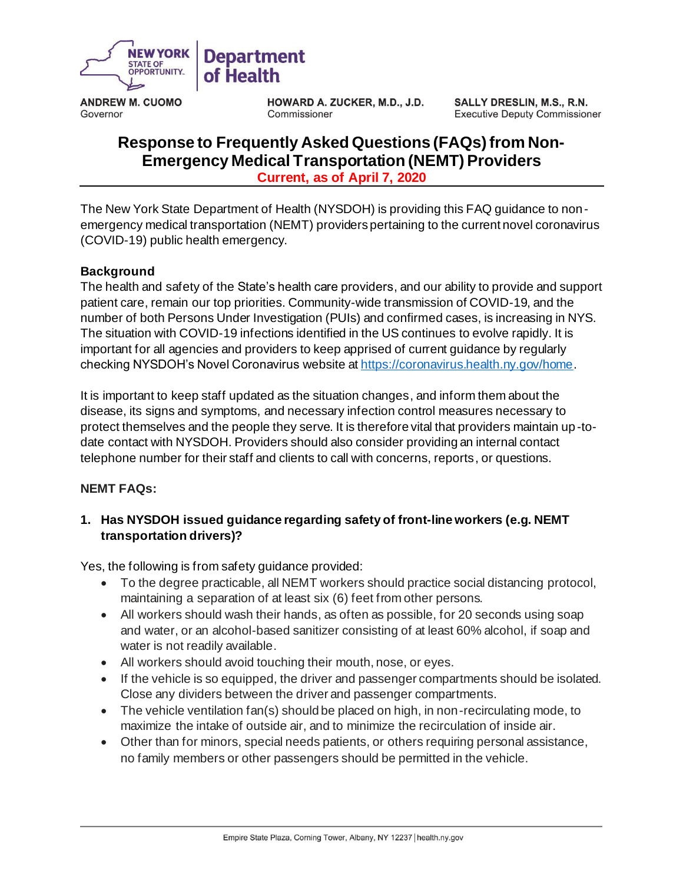NEW YORK STATE OF OPPORTUNITY. | Department of Health

**ANDREW M. CUOMO**
Governor

**HOWARD A. ZUCKER, M.D., J.D.**
Commissioner

**SALLY DRESLIN, M.S., R.N.**
Executive Deputy Commissioner

# Response to Frequently Asked Questions (FAQs) from Non-Emergency Medical Transportation (NEMT) Providers

**Current, as of April 7, 2020**

The New York State Department of Health (NYSDOH) is providing this FAQ guidance to non-emergency medical transportation (NEMT) providers pertaining to the current novel coronavirus (COVID-19) public health emergency.

## Background

The health and safety of the State's health care providers, and our ability to provide and support patient care, remain our top priorities. Community-wide transmission of COVID-19, and the number of both Persons Under Investigation (PUIs) and confirmed cases, is increasing in NYS. The situation with COVID-19 infections identified in the US continues to evolve rapidly. It is important for all agencies and providers to keep apprised of current guidance by regularly checking NYSDOH's Novel Coronavirus website at https://coronavirus.health.ny.gov/home.

It is important to keep staff updated as the situation changes, and inform them about the disease, its signs and symptoms, and necessary infection control measures necessary to protect themselves and the people they serve. It is therefore vital that providers maintain up-to-date contact with NYSDOH. Providers should also consider providing an internal contact telephone number for their staff and clients to call with concerns, reports, or questions.

## NEMT FAQs:

1. **Has NYSDOH issued guidance regarding safety of front-line workers (e.g. NEMT transportation drivers)?**

Yes, the following is from safety guidance provided:

- To the degree practicable, all NEMT workers should practice social distancing protocol, maintaining a separation of at least six (6) feet from other persons.
- All workers should wash their hands, as often as possible, for 20 seconds using soap and water, or an alcohol-based sanitizer consisting of at least 60% alcohol, if soap and water is not readily available.
- All workers should avoid touching their mouth, nose, or eyes.
- If the vehicle is so equipped, the driver and passenger compartments should be isolated. Close any dividers between the driver and passenger compartments.
- The vehicle ventilation fan(s) should be placed on high, in non-recirculating mode, to maximize the intake of outside air, and to minimize the recirculation of inside air.
- Other than for minors, special needs patients, or others requiring personal assistance, no family members or other passengers should be permitted in the vehicle.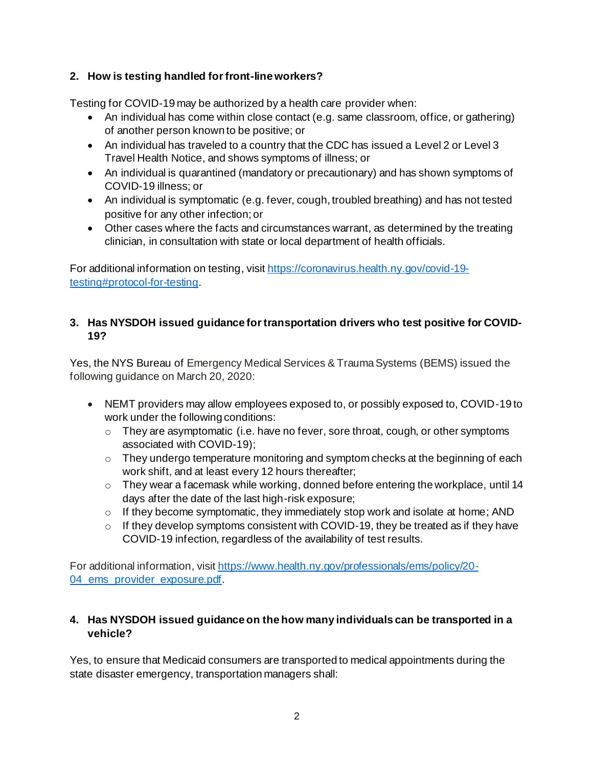**2. How is testing handled for front-line workers?**

Testing for COVID-19 may be authorized by a health care provider when:

- An individual has come within close contact (e.g. same classroom, office, or gathering) of another person known to be positive; or
- An individual has traveled to a country that the CDC has issued a Level 2 or Level 3 Travel Health Notice, and shows symptoms of illness; or
- An individual is quarantined (mandatory or precautionary) and has shown symptoms of COVID-19 illness; or
- An individual is symptomatic (e.g. fever, cough, troubled breathing) and has not tested positive for any other infection; or
- Other cases where the facts and circumstances warrant, as determined by the treating clinician, in consultation with state or local department of health officials.

For additional information on testing, visit [https://coronavirus.health.ny.gov/covid-19-testing#protocol-for-testing](https://coronavirus.health.ny.gov/covid-19-testing#protocol-for-testing).

**3. Has NYSDOH issued guidance for transportation drivers who test positive for COVID-19?**

Yes, the NYS Bureau of Emergency Medical Services & Trauma Systems (BEMS) issued the following guidance on March 20, 2020:

- NEMT providers may allow employees exposed to, or possibly exposed to, COVID-19 to work under the following conditions:
    - They are asymptomatic (i.e. have no fever, sore throat, cough, or other symptoms associated with COVID-19);
    - They undergo temperature monitoring and symptom checks at the beginning of each work shift, and at least every 12 hours thereafter;
    - They wear a facemask while working, donned before entering the workplace, until 14 days after the date of the last high-risk exposure;
    - If they become symptomatic, they immediately stop work and isolate at home; AND
    - If they develop symptoms consistent with COVID-19, they be treated as if they have COVID-19 infection, regardless of the availability of test results.

For additional information, visit [https://www.health.ny.gov/professionals/ems/policy/20-04_ems_provider_exposure.pdf](https://www.health.ny.gov/professionals/ems/policy/20-04_ems_provider_exposure.pdf).

**4. Has NYSDOH issued guidance on the how many individuals can be transported in a vehicle?**

Yes, to ensure that Medicaid consumers are transported to medical appointments during the state disaster emergency, transportation managers shall: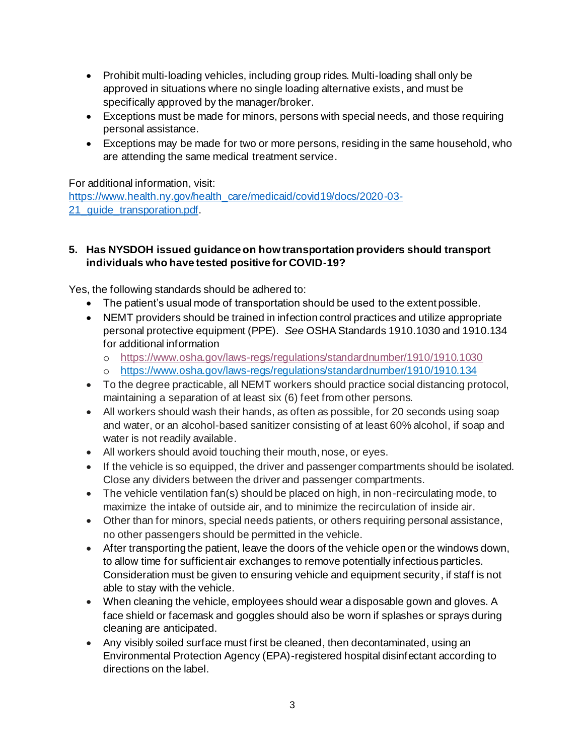- Prohibit multi-loading vehicles, including group rides. Multi-loading shall only be approved in situations where no single loading alternative exists, and must be specifically approved by the manager/broker.
- Exceptions must be made for minors, persons with special needs, and those requiring personal assistance.
- Exceptions may be made for two or more persons, residing in the same household, who are attending the same medical treatment service.

For additional information, visit: [https://www.health.ny.gov/health_care/medicaid/covid19/docs/2020-03-21_guide_transporation.pdf](https://www.health.ny.gov/health_care/medicaid/covid19/docs/2020-03-21_guide_transporation.pdf).

**5. Has NYSDOH issued guidance on how transportation providers should transport individuals who have tested positive for COVID-19?**

Yes, the following standards should be adhered to:

- The patient's usual mode of transportation should be used to the extent possible.
- NEMT providers should be trained in infection control practices and utilize appropriate personal protective equipment (PPE). *See* OSHA Standards 1910.1030 and 1910.134 for additional information
  - [https://www.osha.gov/laws-regs/regulations/standardnumber/1910/1910.1030](https://www.osha.gov/laws-regs/regulations/standardnumber/1910/1910.1030)
  - [https://www.osha.gov/laws-regs/regulations/standardnumber/1910/1910.134](https://www.osha.gov/laws-regs/regulations/standardnumber/1910/1910.134)
- To the degree practicable, all NEMT workers should practice social distancing protocol, maintaining a separation of at least six (6) feet from other persons.
- All workers should wash their hands, as often as possible, for 20 seconds using soap and water, or an alcohol-based sanitizer consisting of at least 60% alcohol, if soap and water is not readily available.
- All workers should avoid touching their mouth, nose, or eyes.
- If the vehicle is so equipped, the driver and passenger compartments should be isolated. Close any dividers between the driver and passenger compartments.
- The vehicle ventilation fan(s) should be placed on high, in non-recirculating mode, to maximize the intake of outside air, and to minimize the recirculation of inside air.
- Other than for minors, special needs patients, or others requiring personal assistance, no other passengers should be permitted in the vehicle.
- After transporting the patient, leave the doors of the vehicle open or the windows down, to allow time for sufficient air exchanges to remove potentially infectious particles. Consideration must be given to ensuring vehicle and equipment security, if staff is not able to stay with the vehicle.
- When cleaning the vehicle, employees should wear a disposable gown and gloves. A face shield or facemask and goggles should also be worn if splashes or sprays during cleaning are anticipated.
- Any visibly soiled surface must first be cleaned, then decontaminated, using an Environmental Protection Agency (EPA)-registered hospital disinfectant according to directions on the label.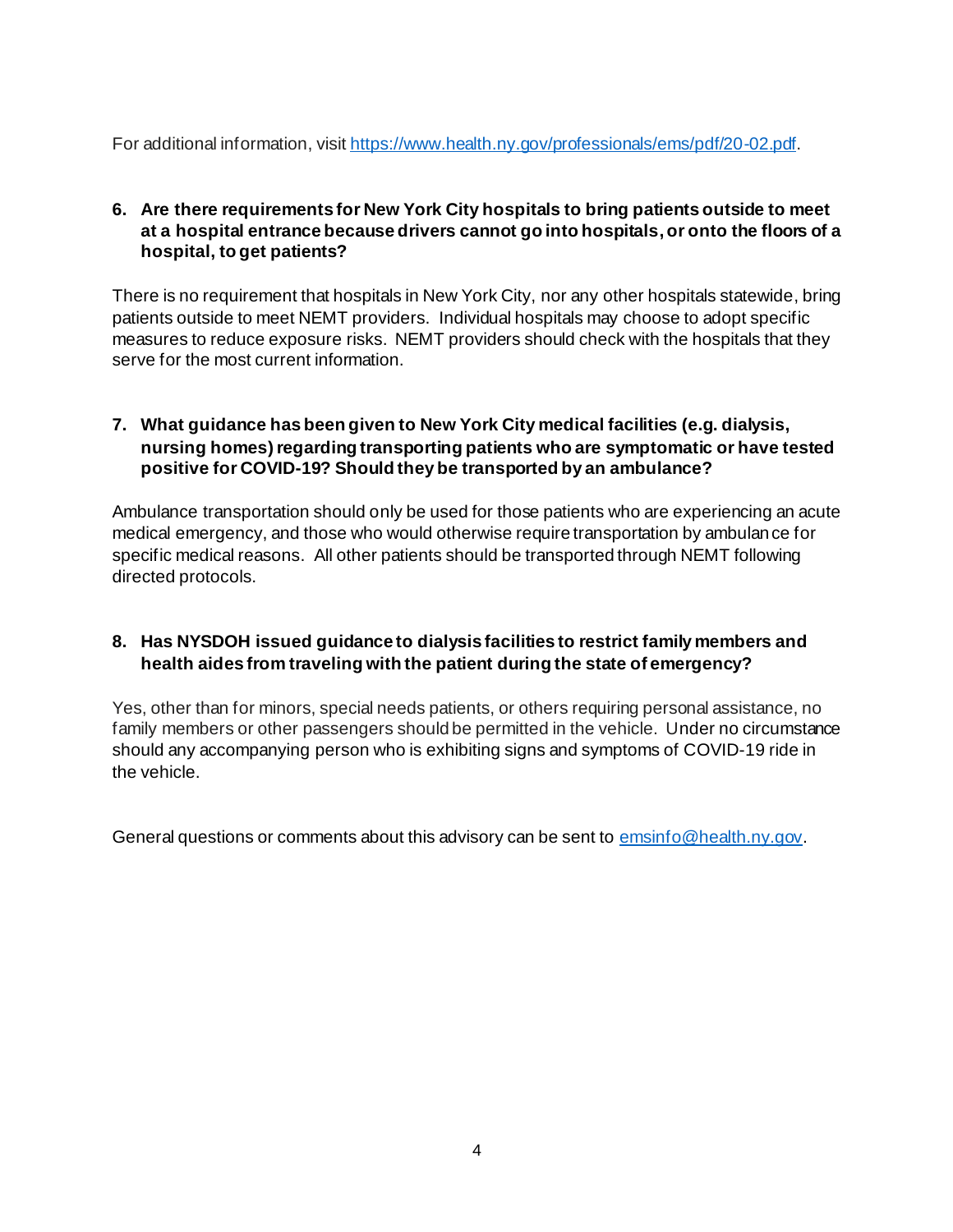For additional information, visit https://www.health.ny.gov/professionals/ems/pdf/20-02.pdf.

6. **Are there requirements for New York City hospitals to bring patients outside to meet at a hospital entrance because drivers cannot go into hospitals, or onto the floors of a hospital, to get patients?**

There is no requirement that hospitals in New York City, nor any other hospitals statewide, bring patients outside to meet NEMT providers. Individual hospitals may choose to adopt specific measures to reduce exposure risks. NEMT providers should check with the hospitals that they serve for the most current information.

7. **What guidance has been given to New York City medical facilities (e.g. dialysis, nursing homes) regarding transporting patients who are symptomatic or have tested positive for COVID-19? Should they be transported by an ambulance?**

Ambulance transportation should only be used for those patients who are experiencing an acute medical emergency, and those who would otherwise require transportation by ambulance for specific medical reasons. All other patients should be transported through NEMT following directed protocols.

8. **Has NYSDOH issued guidance to dialysis facilities to restrict family members and health aides from traveling with the patient during the state of emergency?**

Yes, other than for minors, special needs patients, or others requiring personal assistance, no family members or other passengers should be permitted in the vehicle. Under no circumstance should any accompanying person who is exhibiting signs and symptoms of COVID-19 ride in the vehicle.

General questions or comments about this advisory can be sent to emsinfo@health.ny.gov.